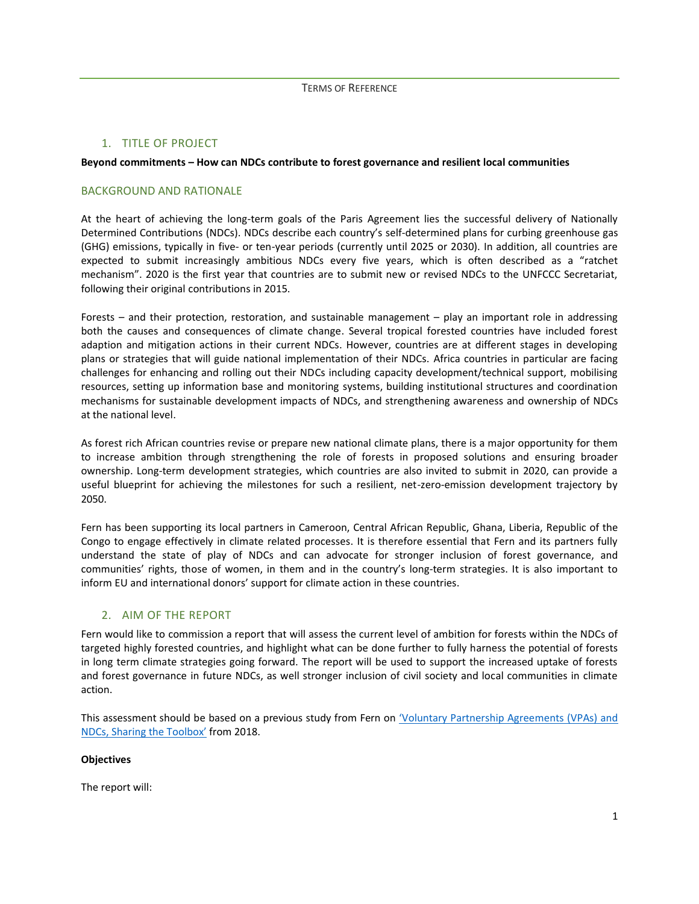Terms of Reference

## 1. TITLE OF PROJECT

**Beyond commitments – How can NDCs contribute to forest governance and resilient local communities**

## BACKGROUND AND RATIONALE

At the heart of achieving the long-term goals of the Paris Agreement lies the successful delivery of Nationally Determined Contributions (NDCs). NDCs describe each country's self-determined plans for curbing greenhouse gas (GHG) emissions, typically in five- or ten-year periods (currently until 2025 or 2030). In addition, all countries are expected to submit increasingly ambitious NDCs every five years, which is often described as a "ratchet mechanism". 2020 is the first year that countries are to submit new or revised NDCs to the UNFCCC Secretariat, following their original contributions in 2015.

Forests – and their protection, restoration, and sustainable management – play an important role in addressing both the causes and consequences of climate change. Several tropical forested countries have included forest adaption and mitigation actions in their current NDCs. However, countries are at different stages in developing plans or strategies that will guide national implementation of their NDCs. Africa countries in particular are facing challenges for enhancing and rolling out their NDCs including capacity development/technical support, mobilising resources, setting up information base and monitoring systems, building institutional structures and coordination mechanisms for sustainable development impacts of NDCs, and strengthening awareness and ownership of NDCs at the national level.

As forest rich African countries revise or prepare new national climate plans, there is a major opportunity for them to increase ambition through strengthening the role of forests in proposed solutions and ensuring broader ownership. Long-term development strategies, which countries are also invited to submit in 2020, can provide a useful blueprint for achieving the milestones for such a resilient, net-zero-emission development trajectory by 2050.

Fern has been supporting its local partners in Cameroon, Central African Republic, Ghana, Liberia, Republic of the Congo to engage effectively in climate related processes. It is therefore essential that Fern and its partners fully understand the state of play of NDCs and can advocate for stronger inclusion of forest governance, and communities' rights, those of women, in them and in the country's long-term strategies. It is also important to inform EU and international donors' support for climate action in these countries.

## 2. AIM OF THE REPORT

Fern would like to commission a report that will assess the current level of ambition for forests within the NDCs of targeted highly forested countries, and highlight what can be done further to fully harness the potential of forests in long term climate strategies going forward. The report will be used to support the increased uptake of forests and forest governance in future NDCs, as well stronger inclusion of civil society and local communities in climate action.

This assessment should be based on a previous study from Fern on 'Voluntary Partnership Agreements (VPAs) and NDCs, Sharing the Toolbox' from 2018.

**Objectives**

The report will: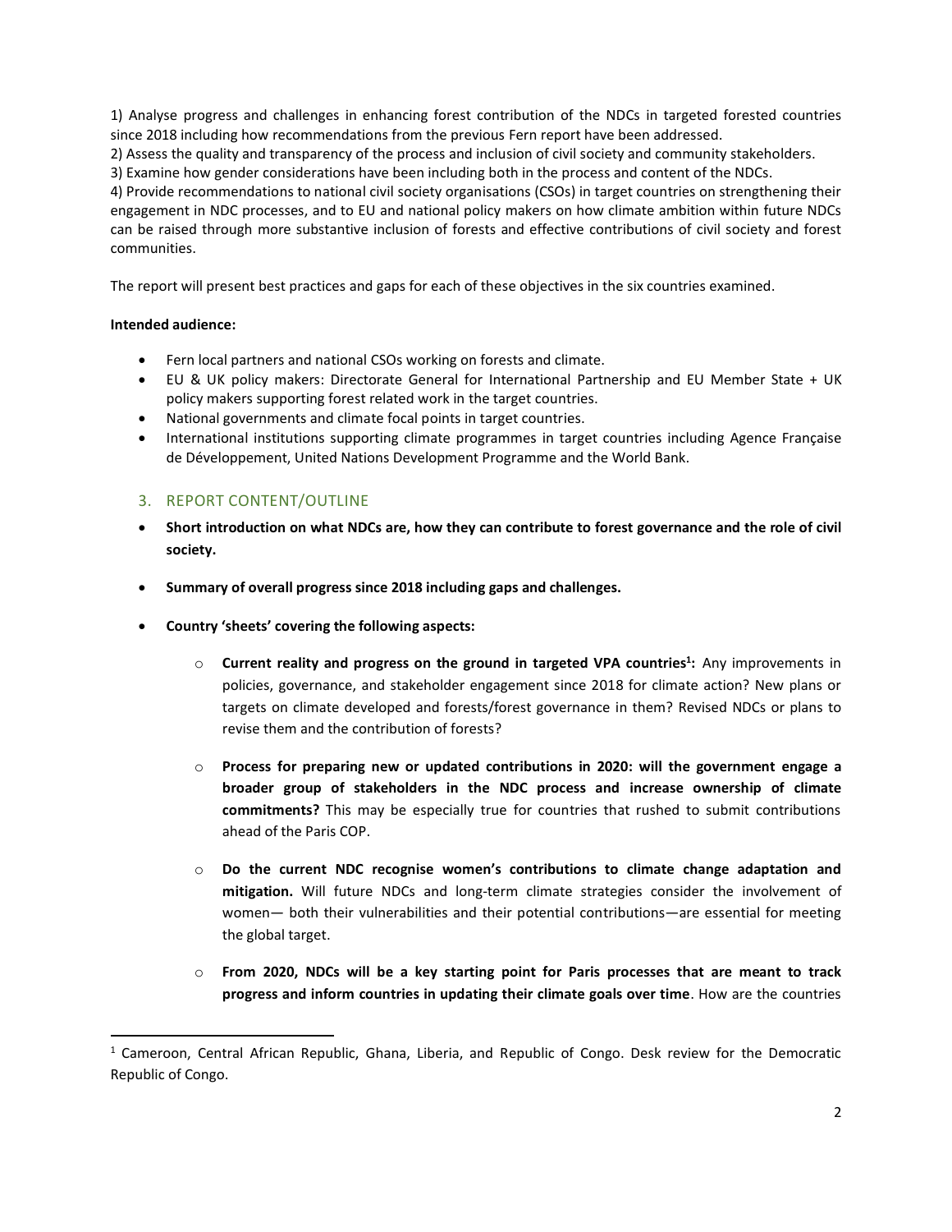1) Analyse progress and challenges in enhancing forest contribution of the NDCs in targeted forested countries since 2018 including how recommendations from the previous Fern report have been addressed.
2) Assess the quality and transparency of the process and inclusion of civil society and community stakeholders.
3) Examine how gender considerations have been including both in the process and content of the NDCs.
4) Provide recommendations to national civil society organisations (CSOs) in target countries on strengthening their engagement in NDC processes, and to EU and national policy makers on how climate ambition within future NDCs can be raised through more substantive inclusion of forests and effective contributions of civil society and forest communities.

The report will present best practices and gaps for each of these objectives in the six countries examined.

**Intended audience:**

- Fern local partners and national CSOs working on forests and climate.
- EU & UK policy makers: Directorate General for International Partnership and EU Member State + UK policy makers supporting forest related work in the target countries.
- National governments and climate focal points in target countries.
- International institutions supporting climate programmes in target countries including Agence Française de Développement, United Nations Development Programme and the World Bank.

## 3. REPORT CONTENT/OUTLINE

- **Short introduction on what NDCs are, how they can contribute to forest governance and the role of civil society.**
- **Summary of overall progress since 2018 including gaps and challenges.**
- **Country 'sheets' covering the following aspects:**
  - **Current reality and progress on the ground in targeted VPA countries[1]:** Any improvements in policies, governance, and stakeholder engagement since 2018 for climate action? New plans or targets on climate developed and forests/forest governance in them? Revised NDCs or plans to revise them and the contribution of forests?
  - **Process for preparing new or updated contributions in 2020: will the government engage a broader group of stakeholders in the NDC process and increase ownership of climate commitments?** This may be especially true for countries that rushed to submit contributions ahead of the Paris COP.
  - **Do the current NDC recognise women's contributions to climate change adaptation and mitigation.** Will future NDCs and long-term climate strategies consider the involvement of women— both their vulnerabilities and their potential contributions—are essential for meeting the global target.
  - **From 2020, NDCs will be a key starting point for Paris processes that are meant to track progress and inform countries in updating their climate goals over time**. How are the countries

[1] Cameroon, Central African Republic, Ghana, Liberia, and Republic of Congo. Desk review for the Democratic Republic of Congo.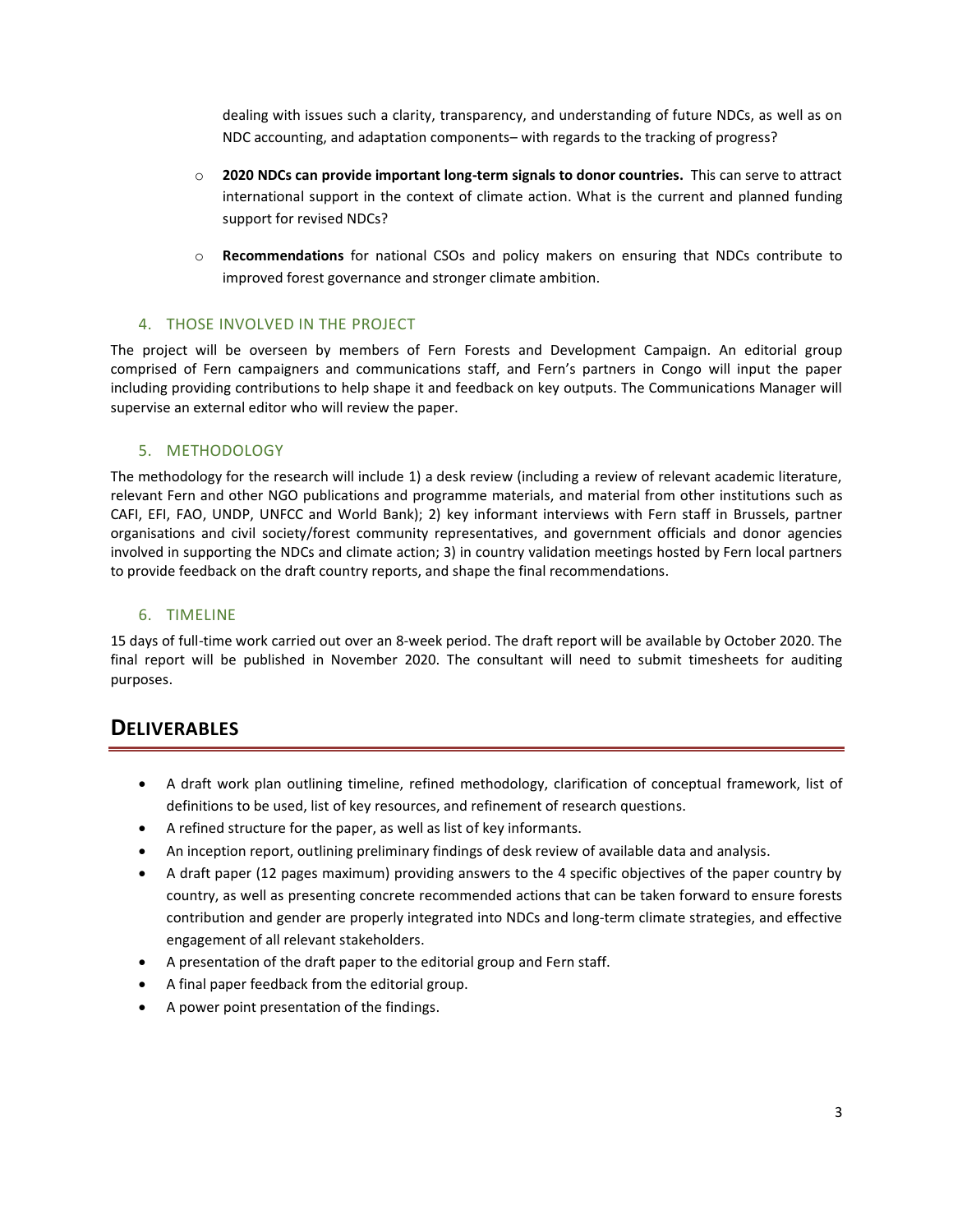dealing with issues such a clarity, transparency, and understanding of future NDCs, as well as on NDC accounting, and adaptation components– with regards to the tracking of progress?

- **2020 NDCs can provide important long-term signals to donor countries.** This can serve to attract international support in the context of climate action. What is the current and planned funding support for revised NDCs?
- **Recommendations** for national CSOs and policy makers on ensuring that NDCs contribute to improved forest governance and stronger climate ambition.

### 4. THOSE INVOLVED IN THE PROJECT

The project will be overseen by members of Fern Forests and Development Campaign. An editorial group comprised of Fern campaigners and communications staff, and Fern's partners in Congo will input the paper including providing contributions to help shape it and feedback on key outputs. The Communications Manager will supervise an external editor who will review the paper.

### 5. METHODOLOGY

The methodology for the research will include 1) a desk review (including a review of relevant academic literature, relevant Fern and other NGO publications and programme materials, and material from other institutions such as CAFI, EFI, FAO, UNDP, UNFCC and World Bank); 2) key informant interviews with Fern staff in Brussels, partner organisations and civil society/forest community representatives, and government officials and donor agencies involved in supporting the NDCs and climate action; 3) in country validation meetings hosted by Fern local partners to provide feedback on the draft country reports, and shape the final recommendations.

### 6. TIMELINE

15 days of full-time work carried out over an 8-week period. The draft report will be available by October 2020. The final report will be published in November 2020. The consultant will need to submit timesheets for auditing purposes.

## DELIVERABLES

- A draft work plan outlining timeline, refined methodology, clarification of conceptual framework, list of definitions to be used, list of key resources, and refinement of research questions.
- A refined structure for the paper, as well as list of key informants.
- An inception report, outlining preliminary findings of desk review of available data and analysis.
- A draft paper (12 pages maximum) providing answers to the 4 specific objectives of the paper country by country, as well as presenting concrete recommended actions that can be taken forward to ensure forests contribution and gender are properly integrated into NDCs and long-term climate strategies, and effective engagement of all relevant stakeholders.
- A presentation of the draft paper to the editorial group and Fern staff.
- A final paper feedback from the editorial group.
- A power point presentation of the findings.